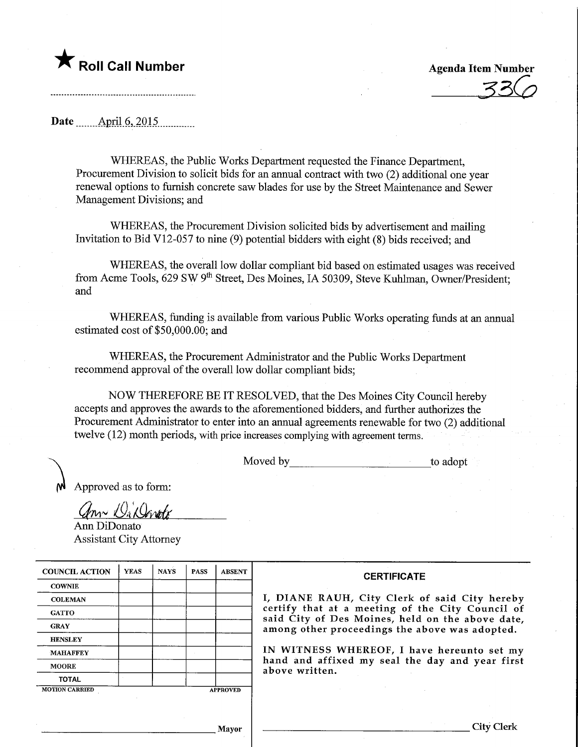★ **Roll Call Number**

**Agenda Item Number**

336

**Date** April 6, 2015

WHEREAS, the Public Works Department requested the Finance Department, Procurement Division to solicit bids for an annual contract with two (2) additional one year renewal options to furnish concrete saw blades for use by the Street Maintenance and Sewer Management Divisions; and

WHEREAS, the Procurement Division solicited bids by advertisement and mailing Invitation to Bid V12-057 to nine (9) potential bidders with eight (8) bids received; and

WHEREAS, the overall low dollar compliant bid based on estimated usages was received from Acme Tools, 629 SW 9th Street, Des Moines, IA 50309, Steve Kuhlman, Owner/President; and

WHEREAS, funding is available from various Public Works operating funds at an annual estimated cost of $50,000.00; and

WHEREAS, the Procurement Administrator and the Public Works Department recommend approval of the overall low dollar compliant bids;

NOW THEREFORE BE IT RESOLVED, that the Des Moines City Council hereby accepts and approves the awards to the aforementioned bidders, and further authorizes the Procurement Administrator to enter into an annual agreements renewable for two (2) additional twelve (12) month periods, with price increases complying with agreement terms.

Moved by ________________________ to adopt

Approved as to form:

Ann DiDonato
Ann DiDonato
Assistant City Attorney

| COUNCIL ACTION | YEAS | NAYS | PASS | ABSENT |
|---|---|---|---|---|
| COWNIE | | | | |
| COLEMAN | | | | |
| GATTO | | | | |
| GRAY | | | | |
| HENSLEY | | | | |
| MAHAFFEY | | | | |
| MOORE | | | | |
| TOTAL | | | | |
| MOTION CARRIED | | | | APPROVED |

________________________ Mayor

**CERTIFICATE**

I, DIANE RAUH, City Clerk of said City hereby certify that at a meeting of the City Council of said City of Des Moines, held on the above date, among other proceedings the above was adopted.

IN WITNESS WHEREOF, I have hereunto set my hand and affixed my seal the day and year first above written.

________________________ City Clerk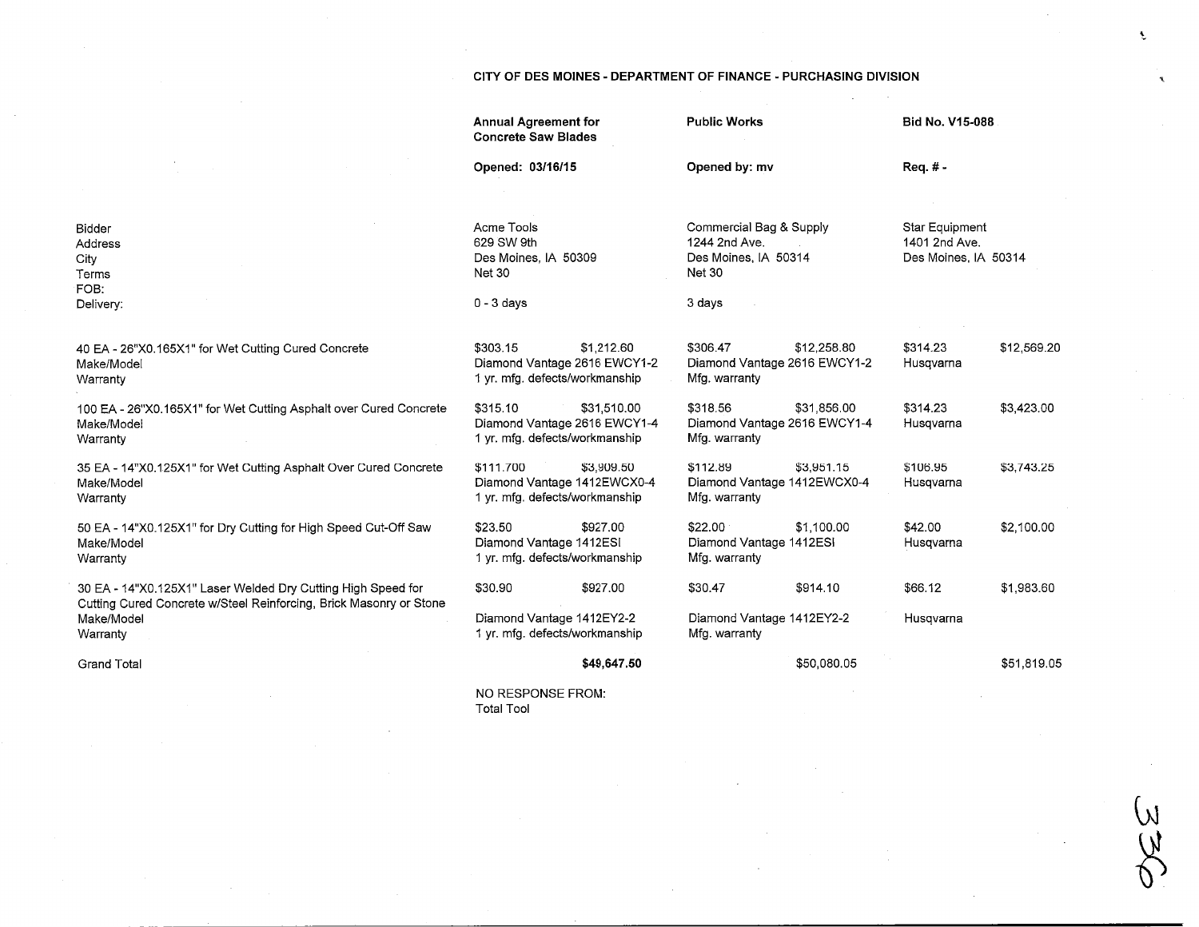**CITY OF DES MOINES - DEPARTMENT OF FINANCE - PURCHASING DIVISION**

| | **Annual Agreement for Concrete Saw Blades** | | **Public Works** | | **Bid No. V15-088** | |
|---|---|---|---|---|---|---|
| | **Opened: 03/16/15** | | **Opened by: mv** | | **Req. # -** | |
| Bidder | Acme Tools | | Commercial Bag & Supply | | Star Equipment | |
| Address | 629 SW 9th | | 1244 2nd Ave. | | 1401 2nd Ave. | |
| City | Des Moines, IA 50309 | | Des Moines, IA 50314 | | Des Moines, IA 50314 | |
| Terms | Net 30 | | Net 30 | | | |
| FOB: | | | | | | |
| Delivery: | 0 - 3 days | | 3 days | | | |
| 40 EA - 26"X0.165X1" for Wet Cutting Cured Concrete | $303.15 | $1,212.60 | $306.47 | $12,258.80 | $314.23 | $12,569.20 |
| Make/Model | Diamond Vantage 2616 EWCY1-2 | | Diamond Vantage 2616 EWCY1-2 | | Husqvarna | |
| Warranty | 1 yr. mfg. defects/workmanship | | Mfg. warranty | | | |
| 100 EA - 26"X0.165X1" for Wet Cutting Asphalt over Cured Concrete | $315.10 | $31,510.00 | $318.56 | $31,856.00 | $314.23 | $3,423.00 |
| Make/Model | Diamond Vantage 2616 EWCY1-4 | | Diamond Vantage 2616 EWCY1-4 | | Husqvarna | |
| Warranty | 1 yr. mfg. defects/workmanship | | Mfg. warranty | | | |
| 35 EA - 14"X0.125X1" for Wet Cutting Asphalt Over Cured Concrete | $111.700 | $3,909.50 | $112.89 | $3,951.15 | $106.95 | $3,743.25 |
| Make/Model | Diamond Vantage 1412EWCX0-4 | | Diamond Vantage 1412EWCX0-4 | | Husqvarna | |
| Warranty | 1 yr. mfg. defects/workmanship | | Mfg. warranty | | | |
| 50 EA - 14"X0.125X1" for Dry Cutting for High Speed Cut-Off Saw | $23.50 | $927.00 | $22.00 | $1,100.00 | $42.00 | $2,100.00 |
| Make/Model | Diamond Vantage 1412ESI | | Diamond Vantage 1412ESI | | Husqvarna | |
| Warranty | 1 yr. mfg. defects/workmanship | | Mfg. warranty | | | |
| 30 EA - 14"X0.125X1" Laser Welded Dry Cutting High Speed for Cutting Cured Concrete w/Steel Reinforcing, Brick Masonry or Stone | $30.90 | $927.00 | $30.47 | $914.10 | $66.12 | $1,983.60 |
| Make/Model | Diamond Vantage 1412EY2-2 | | Diamond Vantage 1412EY2-2 | | Husqvarna | |
| Warranty | 1 yr. mfg. defects/workmanship | | Mfg. warranty | | | |
| Grand Total | | **$49,647.50** | | $50,080.05 | | $51,819.05 |

NO RESPONSE FROM:
Total Tool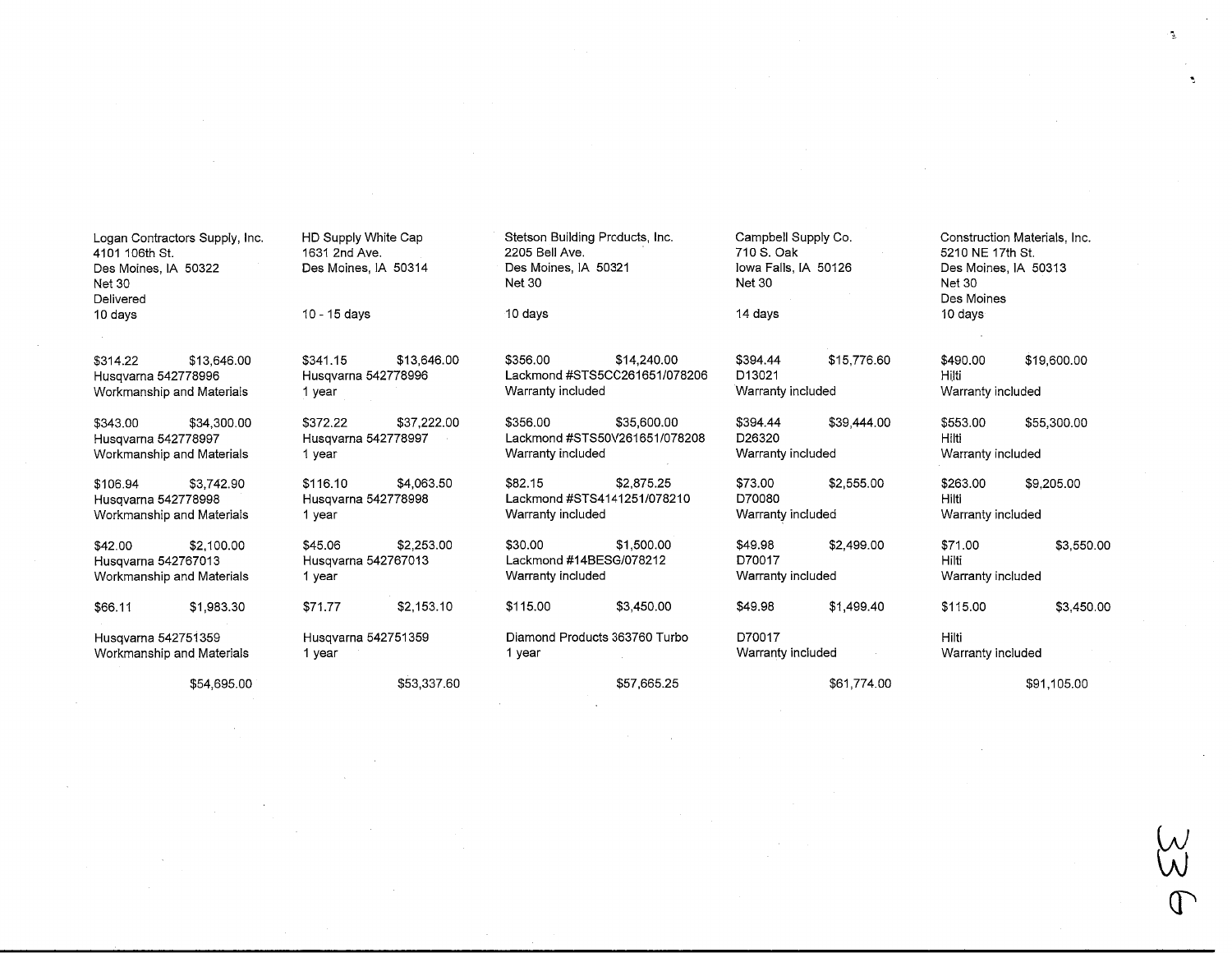| Logan Contractors Supply, Inc. | | HD Supply White Cap | | Stetson Building Products, Inc. | | Campbell Supply Co. | | Construction Materials, Inc. | |
|---|---|---|---|---|---|---|---|---|---|
| 4101 106th St. | | 1631 2nd Ave. | | 2205 Bell Ave. | | 710 S. Oak | | 5210 NE 17th St. | |
| Des Moines, IA 50322 | | Des Moines, IA 50314 | | Des Moines, IA 50321 | | Iowa Falls, IA 50126 | | Des Moines, IA 50313 | |
| Net 30 | | | | Net 30 | | Net 30 | | Net 30 | |
| Delivered | | | | | | | | Des Moines | |
| 10 days | | 10 - 15 days | | 10 days | | 14 days | | 10 days | |
| $314.22 | $13,646.00 | $341.15 | $13,646.00 | $356.00 | $14,240.00 | $394.44 | $15,776.60 | $490.00 | $19,600.00 |
| Husqvarna 542778996 | | Husqvarna 542778996 | | Lackmond #STS5CC261651/078206 | | D13021 | | Hilti | |
| Workmanship and Materials | | 1 year | | Warranty included | | Warranty included | | Warranty included | |
| $343.00 | $34,300.00 | $372.22 | $37,222.00 | $356.00 | $35,600.00 | $394.44 | $39,444.00 | $553.00 | $55,300.00 |
| Husqvarna 542778997 | | Husqvarna 542778997 | | Lackmond #STS50V261651/078208 | | D26320 | | Hilti | |
| Workmanship and Materials | | 1 year | | Warranty included | | Warranty included | | Warranty included | |
| $106.94 | $3,742.90 | $116.10 | $4,063.50 | $82.15 | $2,875.25 | $73.00 | $2,555.00 | $263.00 | $9,205.00 |
| Husqvarna 542778998 | | Husqvarna 542778998 | | Lackmond #STS4141251/078210 | | D70080 | | Hilti | |
| Workmanship and Materials | | 1 year | | Warranty included | | Warranty included | | Warranty included | |
| $42.00 | $2,100.00 | $45.06 | $2,253.00 | $30.00 | $1,500.00 | $49.98 | $2,499.00 | $71.00 | $3,550.00 |
| Husqvarna 542767013 | | Husqvarna 542767013 | | Lackmond #14BESG/078212 | | D70017 | | Hilti | |
| Workmanship and Materials | | 1 year | | Warranty included | | Warranty included | | Warranty included | |
| $66.11 | $1,983.30 | $71.77 | $2,153.10 | $115.00 | $3,450.00 | $49.98 | $1,499.40 | $115.00 | $3,450.00 |
| Husqvarna 542751359 | | Husqvarna 542751359 | | Diamond Products 363760 Turbo | | D70017 | | Hilti | |
| Workmanship and Materials | | 1 year | | 1 year | | Warranty included | | Warranty included | |
| | $54,695.00 | | $53,337.60 | | $57,665.25 | | $61,774.00 | | $91,105.00 |